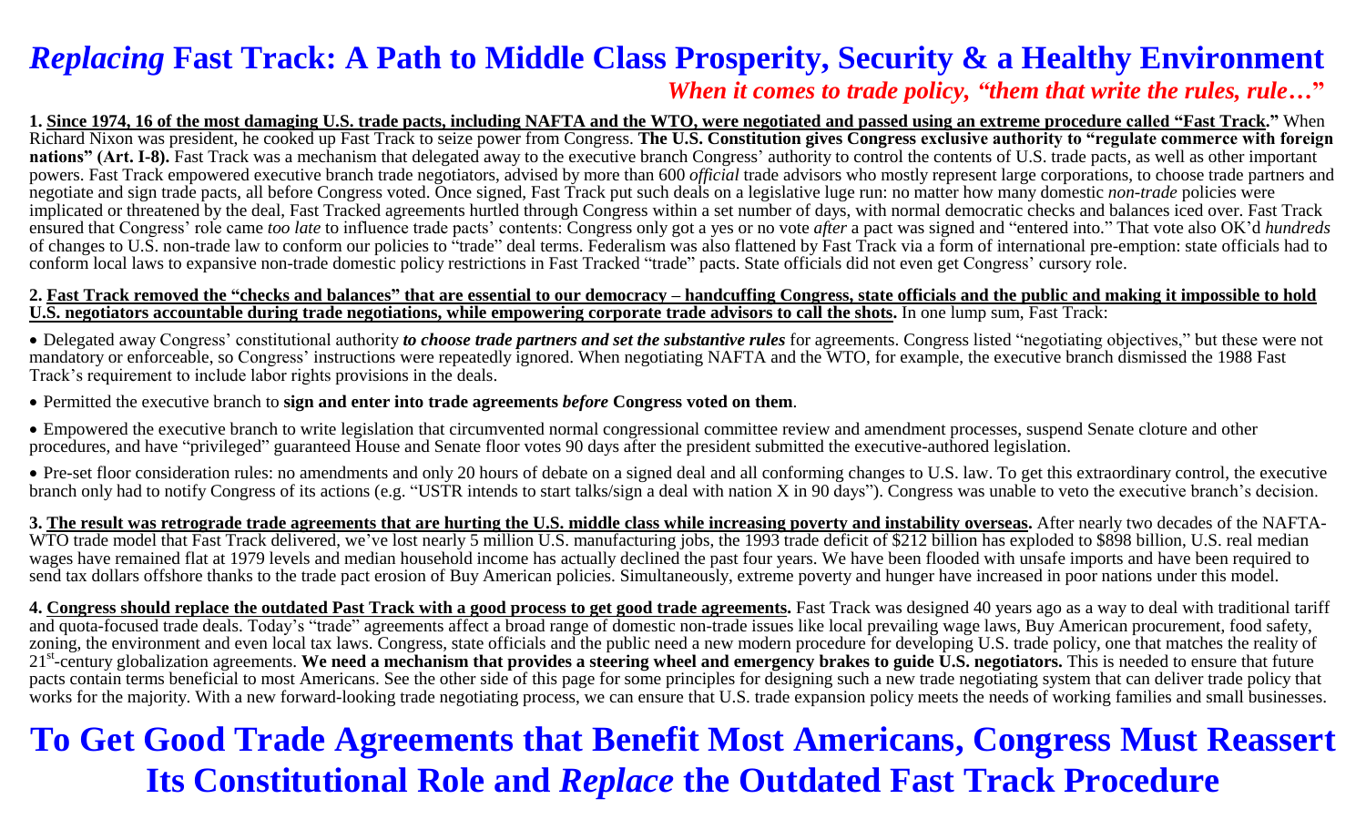# *Replacing* Fast Track: A Path to Middle Class Prosperity, Security & a Healthy Environment

***When it comes to trade policy, "them that write the rules, rule…"***

**1. <u>Since 1974, 16 of the most damaging U.S. trade pacts, including NAFTA and the WTO, were negotiated and passed using an extreme procedure called "Fast Track."</u>** When Richard Nixon was president, he cooked up Fast Track to seize power from Congress. **The U.S. Constitution gives Congress exclusive authority to "regulate commerce with foreign nations" (Art. I-8).** Fast Track was a mechanism that delegated away to the executive branch Congress' authority to control the contents of U.S. trade pacts, as well as other important powers. Fast Track empowered executive branch trade negotiators, advised by more than 600 *official* trade advisors who mostly represent large corporations, to choose trade partners and negotiate and sign trade pacts, all before Congress voted. Once signed, Fast Track put such deals on a legislative luge run: no matter how many domestic *non-trade* policies were implicated or threatened by the deal, Fast Tracked agreements hurtled through Congress within a set number of days, with normal democratic checks and balances iced over. Fast Track ensured that Congress' role came *too late* to influence trade pacts' contents: Congress only got a yes or no vote *after* a pact was signed and "entered into." That vote also OK'd *hundreds* of changes to U.S. non-trade law to conform our policies to "trade" deal terms. Federalism was also flattened by Fast Track via a form of international pre-emption: state officials had to conform local laws to expansive non-trade domestic policy restrictions in Fast Tracked "trade" pacts. State officials did not even get Congress' cursory role.

**2. <u>Fast Track removed the "checks and balances" that are essential to our democracy – handcuffing Congress, state officials and the public and making it impossible to hold U.S. negotiators accountable during trade negotiations, while empowering corporate trade advisors to call the shots.</u>** In one lump sum, Fast Track:

- Delegated away Congress' constitutional authority ***to choose trade partners and set the substantive rules*** for agreements. Congress listed "negotiating objectives," but these were not mandatory or enforceable, so Congress' instructions were repeatedly ignored. When negotiating NAFTA and the WTO, for example, the executive branch dismissed the 1988 Fast Track's requirement to include labor rights provisions in the deals.
- Permitted the executive branch to **sign and enter into trade agreements *before* Congress voted on them**.
- Empowered the executive branch to write legislation that circumvented normal congressional committee review and amendment processes, suspend Senate cloture and other procedures, and have "privileged" guaranteed House and Senate floor votes 90 days after the president submitted the executive-authored legislation.
- Pre-set floor consideration rules: no amendments and only 20 hours of debate on a signed deal and all conforming changes to U.S. law. To get this extraordinary control, the executive branch only had to notify Congress of its actions (e.g. "USTR intends to start talks/sign a deal with nation X in 90 days"). Congress was unable to veto the executive branch's decision.

**3. <u>The result was retrograde trade agreements that are hurting the U.S. middle class while increasing poverty and instability overseas.</u>** After nearly two decades of the NAFTA-WTO trade model that Fast Track delivered, we've lost nearly 5 million U.S. manufacturing jobs, the 1993 trade deficit of $212 billion has exploded to $898 billion, U.S. real median wages have remained flat at 1979 levels and median household income has actually declined the past four years. We have been flooded with unsafe imports and have been required to send tax dollars offshore thanks to the trade pact erosion of Buy American policies. Simultaneously, extreme poverty and hunger have increased in poor nations under this model.

**4. <u>Congress should replace the outdated Fast Track with a good process to get good trade agreements.</u>** Fast Track was designed 40 years ago as a way to deal with traditional tariff and quota-focused trade deals. Today's "trade" agreements affect a broad range of domestic non-trade issues like local prevailing wage laws, Buy American procurement, food safety, zoning, the environment and even local tax laws. Congress, state officials and the public need a new modern procedure for developing U.S. trade policy, one that matches the reality of 21st-century globalization agreements. **We need a mechanism that provides a steering wheel and emergency brakes to guide U.S. negotiators.** This is needed to ensure that future pacts contain terms beneficial to most Americans. See the other side of this page for some principles for designing such a new trade negotiating system that can deliver trade policy that works for the majority. With a new forward-looking trade negotiating process, we can ensure that U.S. trade expansion policy meets the needs of working families and small businesses.

# To Get Good Trade Agreements that Benefit Most Americans, Congress Must Reassert Its Constitutional Role and *Replace* the Outdated Fast Track Procedure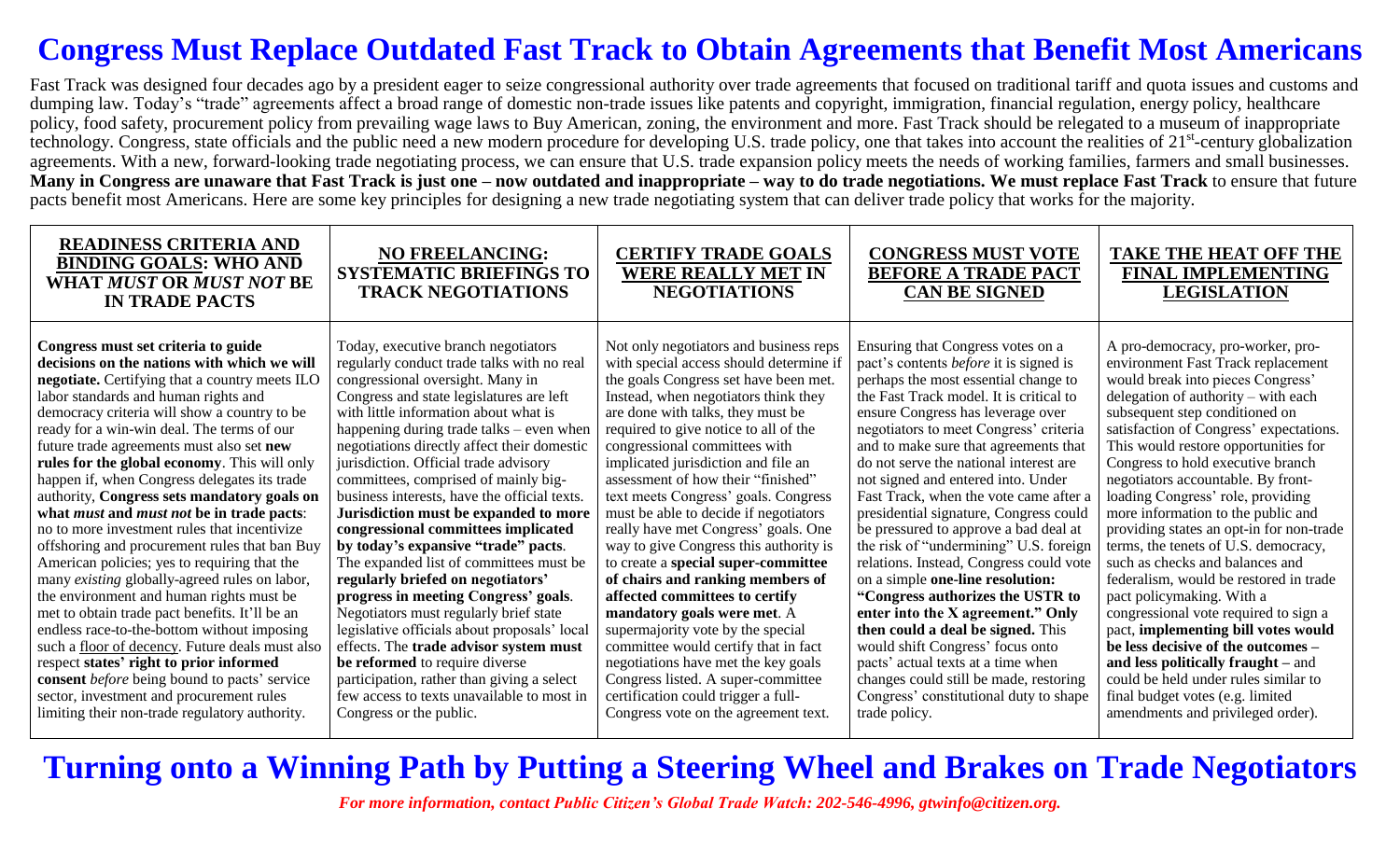# Congress Must Replace Outdated Fast Track to Obtain Agreements that Benefit Most Americans

Fast Track was designed four decades ago by a president eager to seize congressional authority over trade agreements that focused on traditional tariff and quota issues and customs and dumping law. Today's "trade" agreements affect a broad range of domestic non-trade issues like patents and copyright, immigration, financial regulation, energy policy, healthcare policy, food safety, procurement policy from prevailing wage laws to Buy American, zoning, the environment and more. Fast Track should be relegated to a museum of inappropriate technology. Congress, state officials and the public need a new modern procedure for developing U.S. trade policy, one that takes into account the realities of 21st-century globalization agreements. With a new, forward-looking trade negotiating process, we can ensure that U.S. trade expansion policy meets the needs of working families, farmers and small businesses. **Many in Congress are unaware that Fast Track is just one – now outdated and inappropriate – way to do trade negotiations. We must replace Fast Track** to ensure that future pacts benefit most Americans. Here are some key principles for designing a new trade negotiating system that can deliver trade policy that works for the majority.

| **READINESS CRITERIA AND BINDING GOALS: WHO AND WHAT *MUST* OR *MUST NOT* BE IN TRADE PACTS** | **NO FREELANCING: SYSTEMATIC BRIEFINGS TO TRACK NEGOTIATIONS** | **CERTIFY TRADE GOALS WERE REALLY MET IN NEGOTIATIONS** | **CONGRESS MUST VOTE BEFORE A TRADE PACT CAN BE SIGNED** | **TAKE THE HEAT OFF THE FINAL IMPLEMENTING LEGISLATION** |
|---|---|---|---|---|
| **Congress must set criteria to guide decisions on the nations with which we will negotiate.** Certifying that a country meets ILO labor standards and human rights and democracy criteria will show a country to be ready for a win-win deal. The terms of our future trade agreements must also set **new rules for the global economy**. This will only happen if, when Congress delegates its trade authority, **Congress sets mandatory goals on what *must* and *must not* be in trade pacts**: no to more investment rules that incentivize offshoring and procurement rules that ban Buy American policies; yes to requiring that the many *existing* globally-agreed rules on labor, the environment and human rights must be met to obtain trade pact benefits. It'll be an endless race-to-the-bottom without imposing such a floor of decency. Future deals must also respect **states' right to prior informed consent** *before* being bound to pacts' service sector, investment and procurement rules limiting their non-trade regulatory authority. | Today, executive branch negotiators regularly conduct trade talks with no real congressional oversight. Many in Congress and state legislatures are left with little information about what is happening during trade talks – even when negotiations directly affect their domestic jurisdiction. Official trade advisory committees, comprised of mainly big-business interests, have the official texts. **Jurisdiction must be expanded to more congressional committees implicated by today's expansive "trade" pacts**. The expanded list of committees must be **regularly briefed on negotiators' progress in meeting Congress' goals**. Negotiators must regularly brief state legislative officials about proposals' local effects. The **trade advisor system must be reformed** to require diverse participation, rather than giving a select few access to texts unavailable to most in Congress or the public. | Not only negotiators and business reps with special access should determine if the goals Congress set have been met. Instead, when negotiators think they are done with talks, they must be required to give notice to all of the congressional committees with implicated jurisdiction and file an assessment of how their "finished" text meets Congress' goals. Congress must be able to decide if negotiators really have met Congress' goals. One way to give Congress this authority is to create a **special super-committee of chairs and ranking members of affected committees to certify mandatory goals were met**. A supermajority vote by the special committee would certify that in fact negotiations have met the key goals Congress listed. A super-committee certification could trigger a full-Congress vote on the agreement text. | Ensuring that Congress votes on a pact's contents *before* it is signed is perhaps the most essential change to the Fast Track model. It is critical to ensure Congress has leverage over negotiators to meet Congress' criteria and to make sure that agreements that do not serve the national interest are not signed and entered into. Under Fast Track, when the vote came after a presidential signature, Congress could be pressured to approve a bad deal at the risk of "undermining" U.S. foreign relations. Instead, Congress could vote on a simple **one-line resolution: "Congress authorizes the USTR to enter into the X agreement." Only then could a deal be signed.** This would shift Congress' focus onto pacts' actual texts at a time when changes could still be made, restoring Congress' constitutional duty to shape trade policy. | A pro-democracy, pro-worker, pro-environment Fast Track replacement would break into pieces Congress' delegation of authority – with each subsequent step conditioned on satisfaction of Congress' expectations. This would restore opportunities for Congress to hold executive branch negotiators accountable. By front-loading Congress' role, providing more information to the public and providing states an opt-in for non-trade terms, the tenets of U.S. democracy, such as checks and balances and federalism, would be restored in trade pact policymaking. With a congressional vote required to sign a pact, **implementing bill votes would be less decisive of the outcomes – and less politically fraught** – and could be held under rules similar to final budget votes (e.g. limited amendments and privileged order). |

# Turning onto a Winning Path by Putting a Steering Wheel and Brakes on Trade Negotiators

***For more information, contact Public Citizen's Global Trade Watch: 202-546-4996, gtwinfo@citizen.org.***